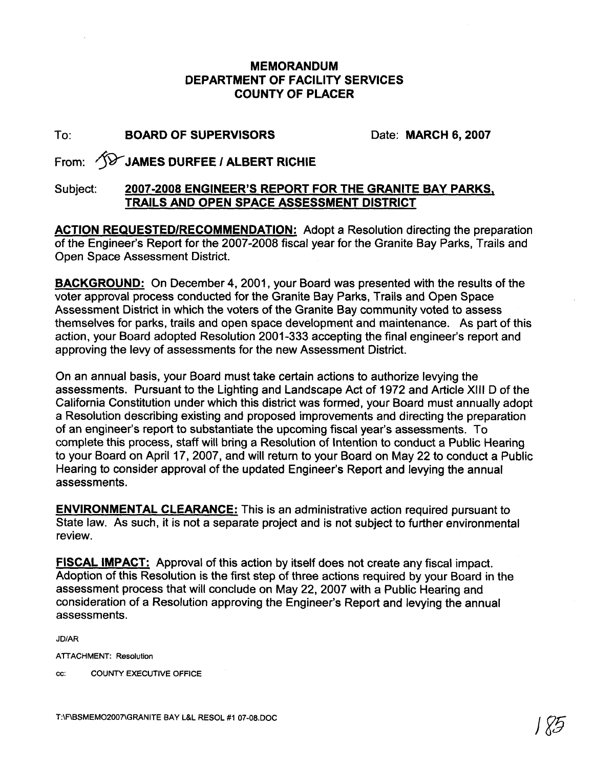# MEMORANDUM
# DEPARTMENT OF FACILITY SERVICES
# COUNTY OF PLACER

To: **BOARD OF SUPERVISORS** Date: **MARCH 6, 2007**

From: **JAMES DURFEE / ALBERT RICHIE**

Subject: **2007-2008 ENGINEER'S REPORT FOR THE GRANITE BAY PARKS, TRAILS AND OPEN SPACE ASSESSMENT DISTRICT**

**ACTION REQUESTED/RECOMMENDATION:** Adopt a Resolution directing the preparation of the Engineer's Report for the 2007-2008 fiscal year for the Granite Bay Parks, Trails and Open Space Assessment District.

**BACKGROUND:** On December 4, 2001, your Board was presented with the results of the voter approval process conducted for the Granite Bay Parks, Trails and Open Space Assessment District in which the voters of the Granite Bay community voted to assess themselves for parks, trails and open space development and maintenance. As part of this action, your Board adopted Resolution 2001-333 accepting the final engineer's report and approving the levy of assessments for the new Assessment District.

On an annual basis, your Board must take certain actions to authorize levying the assessments. Pursuant to the Lighting and Landscape Act of 1972 and Article XIII D of the California Constitution under which this district was formed, your Board must annually adopt a Resolution describing existing and proposed improvements and directing the preparation of an engineer's report to substantiate the upcoming fiscal year's assessments. To complete this process, staff will bring a Resolution of Intention to conduct a Public Hearing to your Board on April 17, 2007, and will return to your Board on May 22 to conduct a Public Hearing to consider approval of the updated Engineer's Report and levying the annual assessments.

**ENVIRONMENTAL CLEARANCE:** This is an administrative action required pursuant to State law. As such, it is not a separate project and is not subject to further environmental review.

**FISCAL IMPACT:** Approval of this action by itself does not create any fiscal impact. Adoption of this Resolution is the first step of three actions required by your Board in the assessment process that will conclude on May 22, 2007 with a Public Hearing and consideration of a Resolution approving the Engineer's Report and levying the annual assessments.

JD/AR

ATTACHMENT: Resolution

cc: COUNTY EXECUTIVE OFFICE

T:\F\BSMEMO2007\GRANITE BAY L&L RESOL #1 07-08.DOC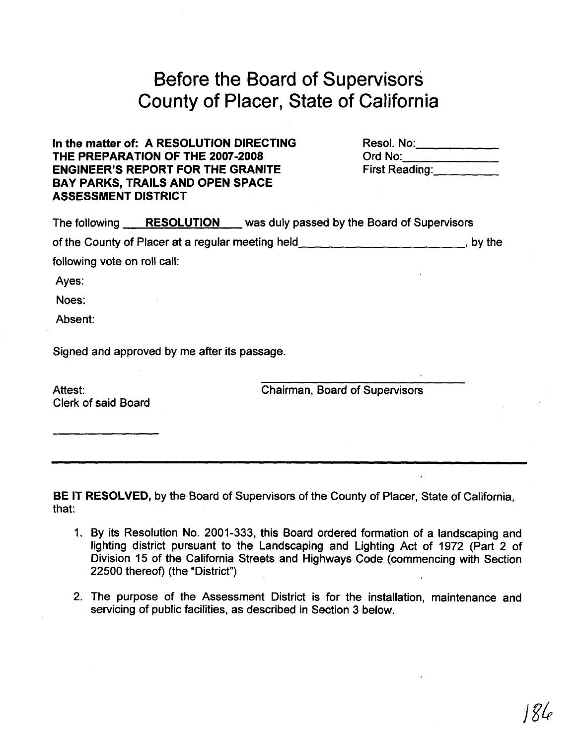# Before the Board of Supervisors County of Placer, State of California

**In the matter of: A RESOLUTION DIRECTING THE PREPARATION OF THE 2007-2008 ENGINEER'S REPORT FOR THE GRANITE BAY PARKS, TRAILS AND OPEN SPACE ASSESSMENT DISTRICT**

Resol. No:\_\_\_\_\_\_\_\_\_\_\_\_
Ord No:\_\_\_\_\_\_\_\_\_\_\_\_\_\_
First Reading:\_\_\_\_\_\_\_\_\_\_

The following **RESOLUTION** was duly passed by the Board of Supervisors of the County of Placer at a regular meeting held\_\_\_\_\_\_\_\_\_\_\_\_\_\_\_\_\_\_\_\_\_\_\_\_\_\_, by the following vote on roll call:

Ayes:

Noes:

Absent:

Signed and approved by me after its passage.

Attest:
Clerk of said Board

\_\_\_\_\_\_\_\_\_\_\_\_\_\_\_\_\_\_\_

\_\_\_\_\_\_\_\_\_\_\_\_\_\_\_\_\_\_\_\_\_\_\_\_\_\_\_\_\_\_\_\_
Chairman, Board of Supervisors

---

**BE IT RESOLVED,** by the Board of Supervisors of the County of Placer, State of California, that:

1. By its Resolution No. 2001-333, this Board ordered formation of a landscaping and lighting district pursuant to the Landscaping and Lighting Act of 1972 (Part 2 of Division 15 of the California Streets and Highways Code (commencing with Section 22500 thereof) (the "District")

2. The purpose of the Assessment District is for the installation, maintenance and servicing of public facilities, as described in Section 3 below.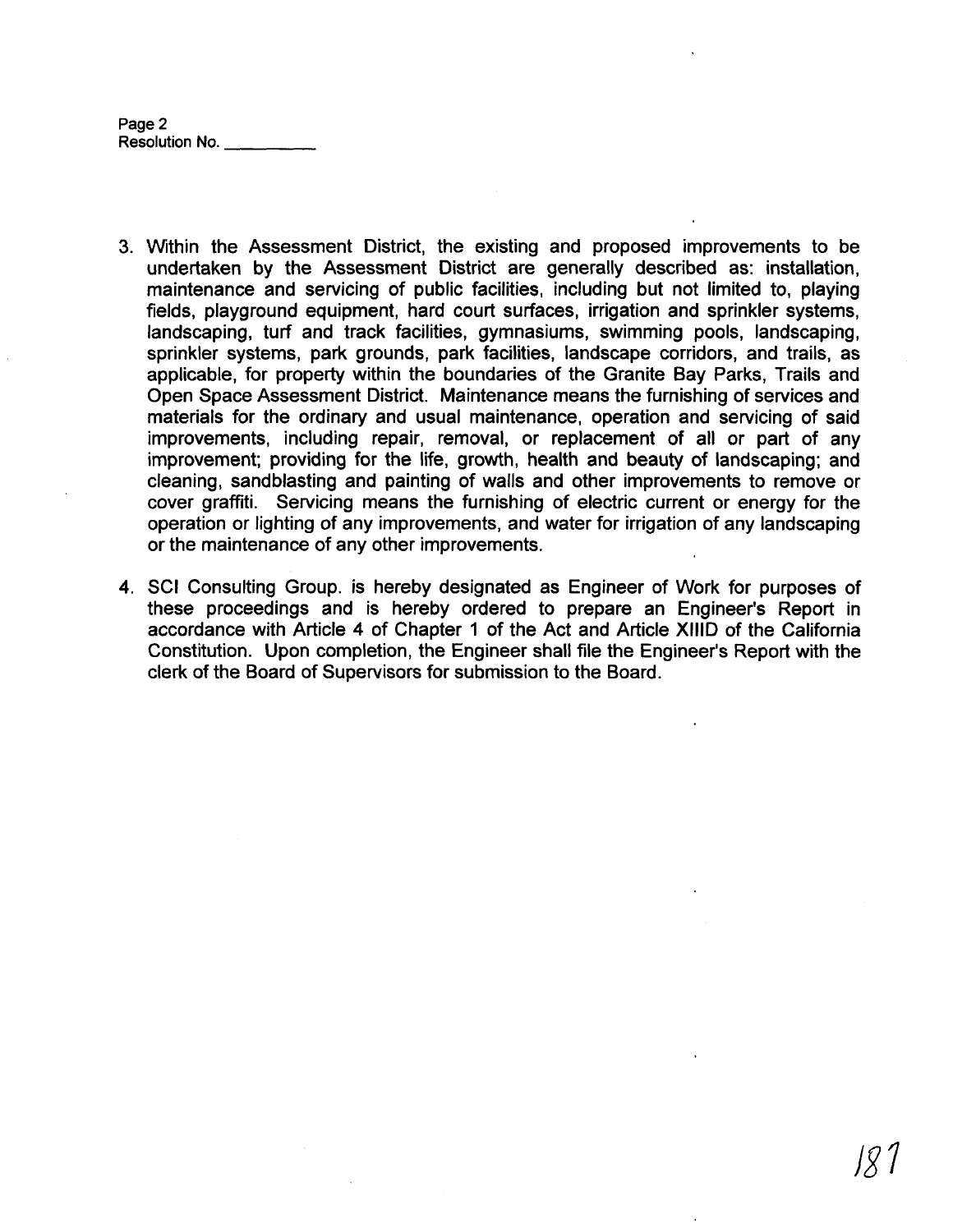Page 2
Resolution No. __________

3. Within the Assessment District, the existing and proposed improvements to be undertaken by the Assessment District are generally described as: installation, maintenance and servicing of public facilities, including but not limited to, playing fields, playground equipment, hard court surfaces, irrigation and sprinkler systems, landscaping, turf and track facilities, gymnasiums, swimming pools, landscaping, sprinkler systems, park grounds, park facilities, landscape corridors, and trails, as applicable, for property within the boundaries of the Granite Bay Parks, Trails and Open Space Assessment District. Maintenance means the furnishing of services and materials for the ordinary and usual maintenance, operation and servicing of said improvements, including repair, removal, or replacement of all or part of any improvement; providing for the life, growth, health and beauty of landscaping; and cleaning, sandblasting and painting of walls and other improvements to remove or cover graffiti. Servicing means the furnishing of electric current or energy for the operation or lighting of any improvements, and water for irrigation of any landscaping or the maintenance of any other improvements.

4. SCI Consulting Group. is hereby designated as Engineer of Work for purposes of these proceedings and is hereby ordered to prepare an Engineer's Report in accordance with Article 4 of Chapter 1 of the Act and Article XIIID of the California Constitution. Upon completion, the Engineer shall file the Engineer's Report with the clerk of the Board of Supervisors for submission to the Board.